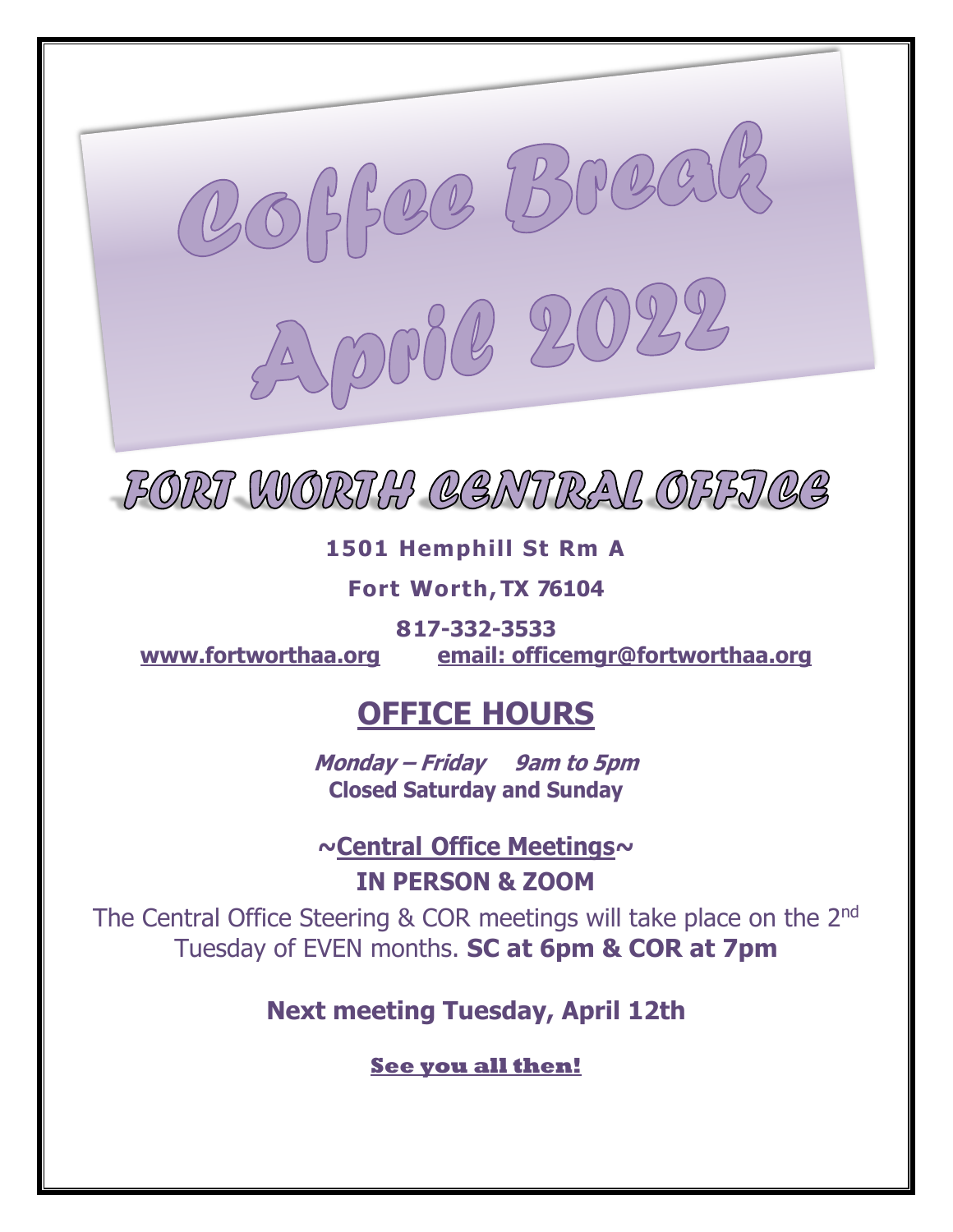# Coffee Break
# April 2022

## FORT WORTH CENTRAL OFFICE

**1501 Hemphill St Rm A**

**Fort Worth, TX 76104**

**817-332-3533**

**www.fortworthaa.org** **email: officemgr@fortworthaa.org**

## OFFICE HOURS

***Monday – Friday 9am to 5pm***

**Closed Saturday and Sunday**

**~Central Office Meetings~**

**IN PERSON & ZOOM**

The Central Office Steering & COR meetings will take place on the 2nd Tuesday of EVEN months. **SC at 6pm & COR at 7pm**

**Next meeting Tuesday, April 12th**

**See you all then!**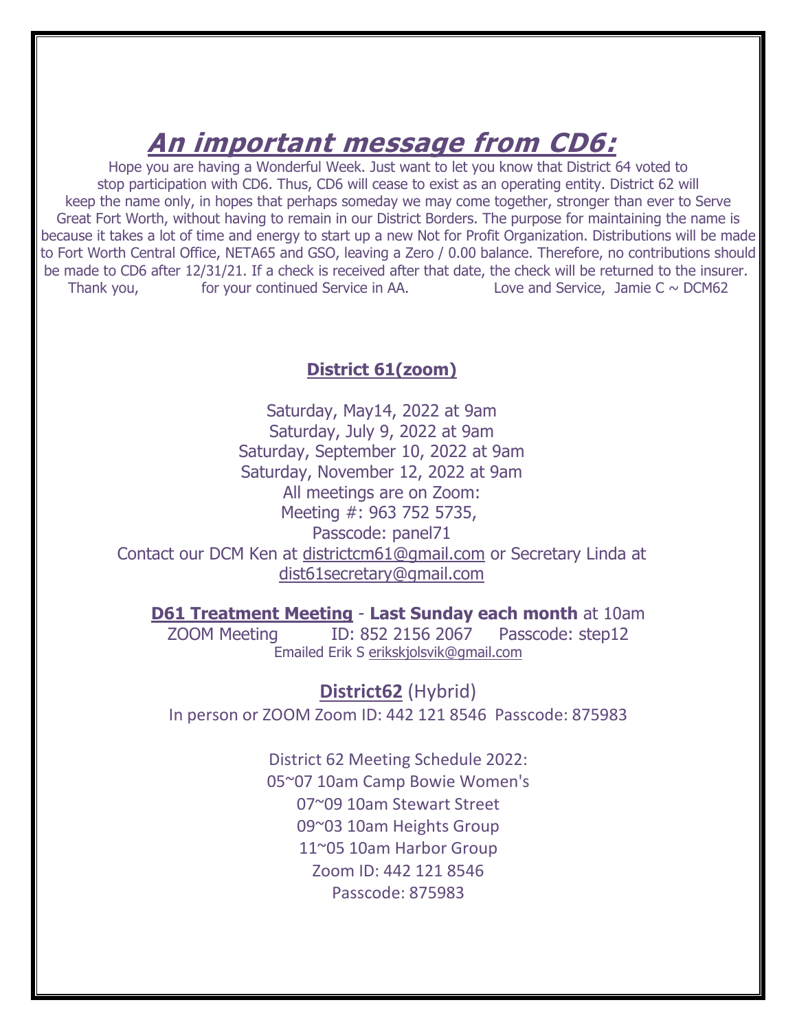# ***An important message from CD6:***

Hope you are having a Wonderful Week. Just want to let you know that District 64 voted to stop participation with CD6. Thus, CD6 will cease to exist as an operating entity. District 62 will keep the name only, in hopes that perhaps someday we may come together, stronger than ever to Serve Great Fort Worth, without having to remain in our District Borders. The purpose for maintaining the name is because it takes a lot of time and energy to start up a new Not for Profit Organization. Distributions will be made to Fort Worth Central Office, NETA65 and GSO, leaving a Zero / 0.00 balance. Therefore, no contributions should be made to CD6 after 12/31/21. If a check is received after that date, the check will be returned to the insurer.

Thank you, for your continued Service in AA. Love and Service, Jamie C ~ DCM62

**District 61(zoom)**

Saturday, May14, 2022 at 9am
Saturday, July 9, 2022 at 9am
Saturday, September 10, 2022 at 9am
Saturday, November 12, 2022 at 9am
All meetings are on Zoom:
Meeting #: 963 752 5735,
Passcode: panel71
Contact our DCM Ken at districtcm61@gmail.com or Secretary Linda at dist61secretary@gmail.com

**D61 Treatment Meeting** - **Last Sunday each month** at 10am
ZOOM Meeting ID: 852 2156 2067 Passcode: step12
Emailed Erik S erikskjolsvik@gmail.com

**District62** (Hybrid)
In person or ZOOM Zoom ID: 442 121 8546 Passcode: 875983

District 62 Meeting Schedule 2022:
05~07 10am Camp Bowie Women's
07~09 10am Stewart Street
09~03 10am Heights Group
11~05 10am Harbor Group
Zoom ID: 442 121 8546
Passcode: 875983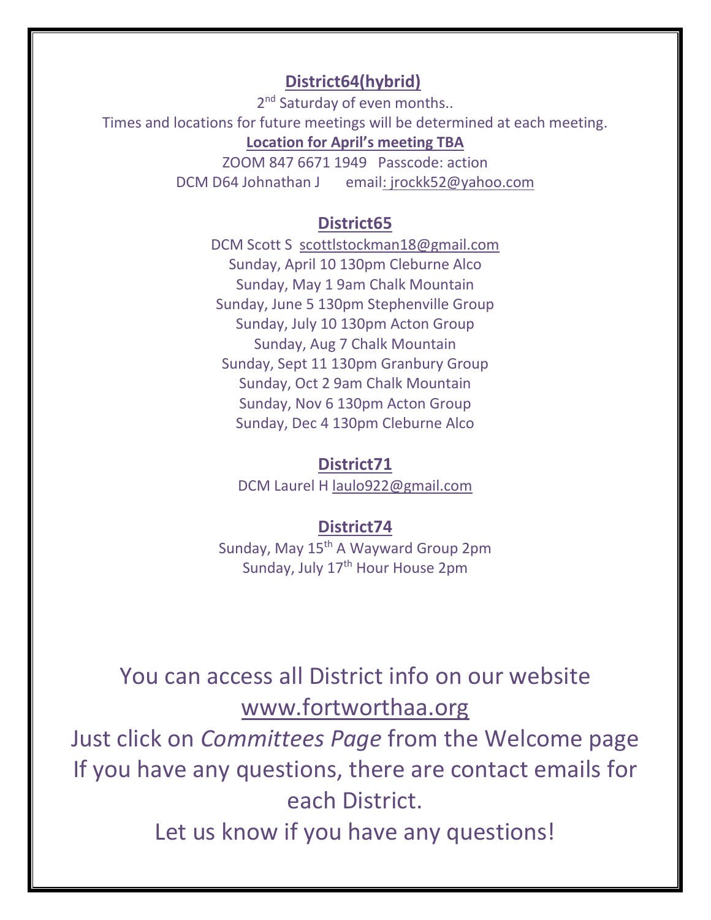## District64(hybrid)

2nd Saturday of even months..

Times and locations for future meetings will be determined at each meeting.

**Location for April's meeting TBA**

ZOOM 847 6671 1949   Passcode: action

DCM D64 Johnathan J    email: jrockk52@yahoo.com

## District65

DCM Scott S  scottlstockman18@gmail.com

Sunday, April 10 130pm Cleburne Alco

Sunday, May 1 9am Chalk Mountain

Sunday, June 5 130pm Stephenville Group

Sunday, July 10 130pm Acton Group

Sunday, Aug 7 Chalk Mountain

Sunday, Sept 11 130pm Granbury Group

Sunday, Oct 2 9am Chalk Mountain

Sunday, Nov 6 130pm Acton Group

Sunday, Dec 4 130pm Cleburne Alco

## District71

DCM Laurel H laulo922@gmail.com

## District74

Sunday, May 15th A Wayward Group 2pm

Sunday, July 17th Hour House 2pm

You can access all District info on our website www.fortworthaa.org

Just click on *Committees Page* from the Welcome page

If you have any questions, there are contact emails for each District.

Let us know if you have any questions!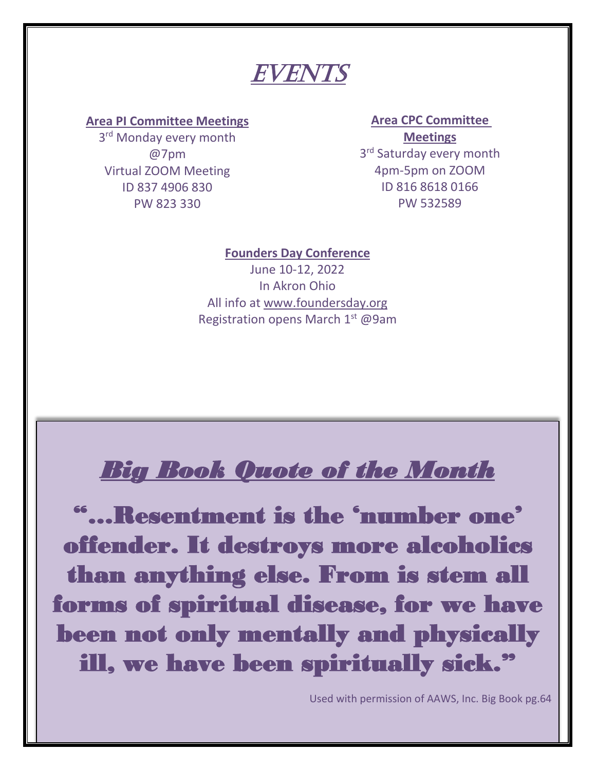# EVENTS

**Area PI Committee Meetings**

3rd Monday every month
@7pm
Virtual ZOOM Meeting
ID 837 4906 830
PW 823 330

**Area CPC Committee Meetings**

3rd Saturday every month
4pm-5pm on ZOOM
ID 816 8618 0166
PW 532589

**Founders Day Conference**

June 10-12, 2022
In Akron Ohio
All info at www.foundersday.org
Registration opens March 1st @9am

## *Big Book Quote of the Month*

"…Resentment is the 'number one' offender. It destroys more alcoholics than anything else. From is stem all forms of spiritual disease, for we have been not only mentally and physically ill, we have been spiritually sick."

Used with permission of AAWS, Inc. Big Book pg.64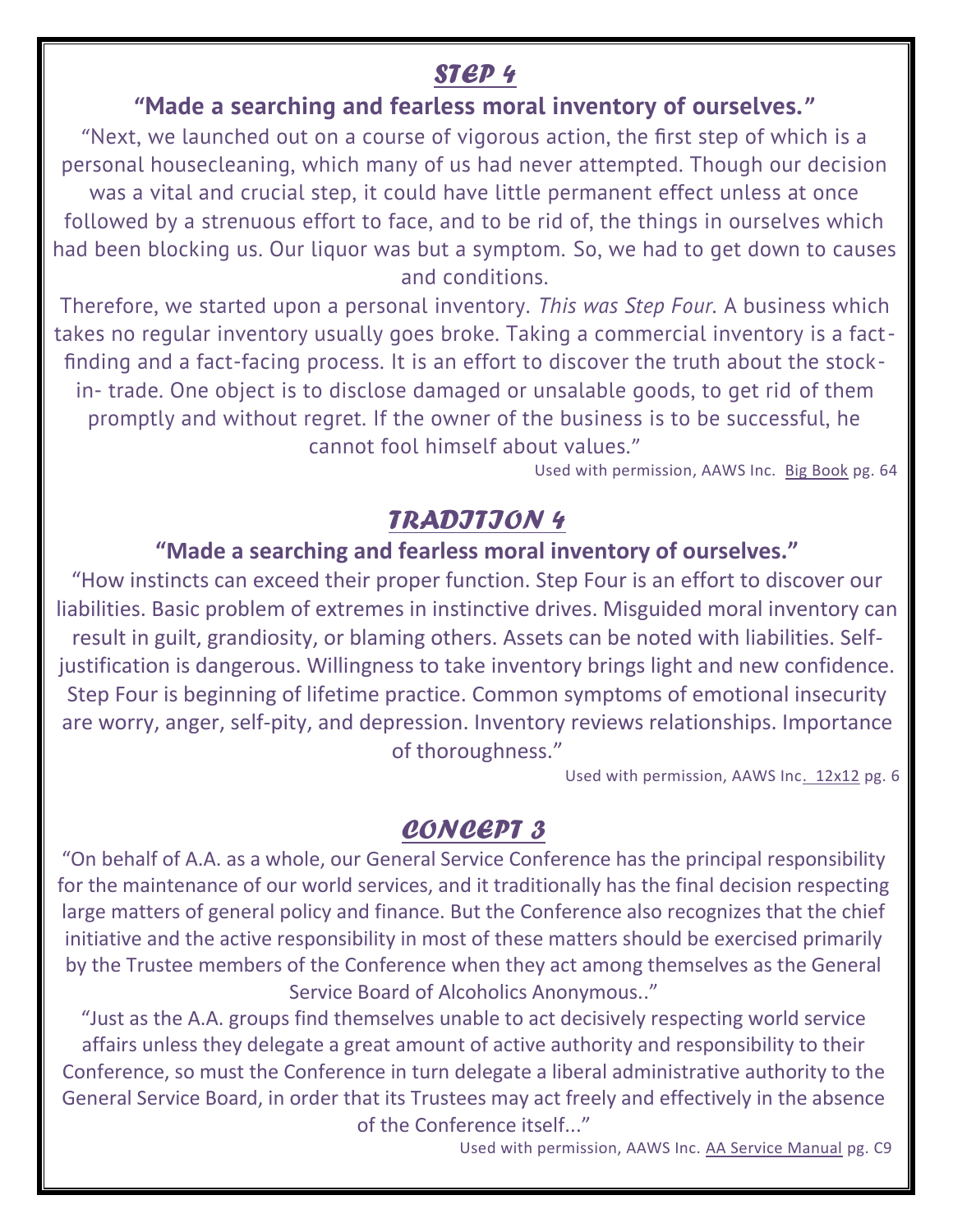## STEP 4

**"Made a searching and fearless moral inventory of ourselves."**

"Next, we launched out on a course of vigorous action, the first step of which is a personal housecleaning, which many of us had never attempted. Though our decision was a vital and crucial step, it could have little permanent effect unless at once followed by a strenuous effort to face, and to be rid of, the things in ourselves which had been blocking us. Our liquor was but a symptom. So, we had to get down to causes and conditions.

Therefore, we started upon a personal inventory. *This was Step Four.* A business which takes no regular inventory usually goes broke. Taking a commercial inventory is a fact-finding and a fact-facing process. It is an effort to discover the truth about the stock-in- trade. One object is to disclose damaged or unsalable goods, to get rid of them promptly and without regret. If the owner of the business is to be successful, he cannot fool himself about values."

Used with permission, AAWS Inc. Big Book pg. 64

## TRADITION 4

**"Made a searching and fearless moral inventory of ourselves."**

"How instincts can exceed their proper function. Step Four is an effort to discover our liabilities. Basic problem of extremes in instinctive drives. Misguided moral inventory can result in guilt, grandiosity, or blaming others. Assets can be noted with liabilities. Self-justification is dangerous. Willingness to take inventory brings light and new confidence. Step Four is beginning of lifetime practice. Common symptoms of emotional insecurity are worry, anger, self-pity, and depression. Inventory reviews relationships. Importance of thoroughness."

Used with permission, AAWS Inc. 12x12 pg. 6

## CONCEPT 3

"On behalf of A.A. as a whole, our General Service Conference has the principal responsibility for the maintenance of our world services, and it traditionally has the final decision respecting large matters of general policy and finance. But the Conference also recognizes that the chief initiative and the active responsibility in most of these matters should be exercised primarily by the Trustee members of the Conference when they act among themselves as the General Service Board of Alcoholics Anonymous.."

"Just as the A.A. groups find themselves unable to act decisively respecting world service affairs unless they delegate a great amount of active authority and responsibility to their Conference, so must the Conference in turn delegate a liberal administrative authority to the General Service Board, in order that its Trustees may act freely and effectively in the absence of the Conference itself..."

Used with permission, AAWS Inc. AA Service Manual pg. C9